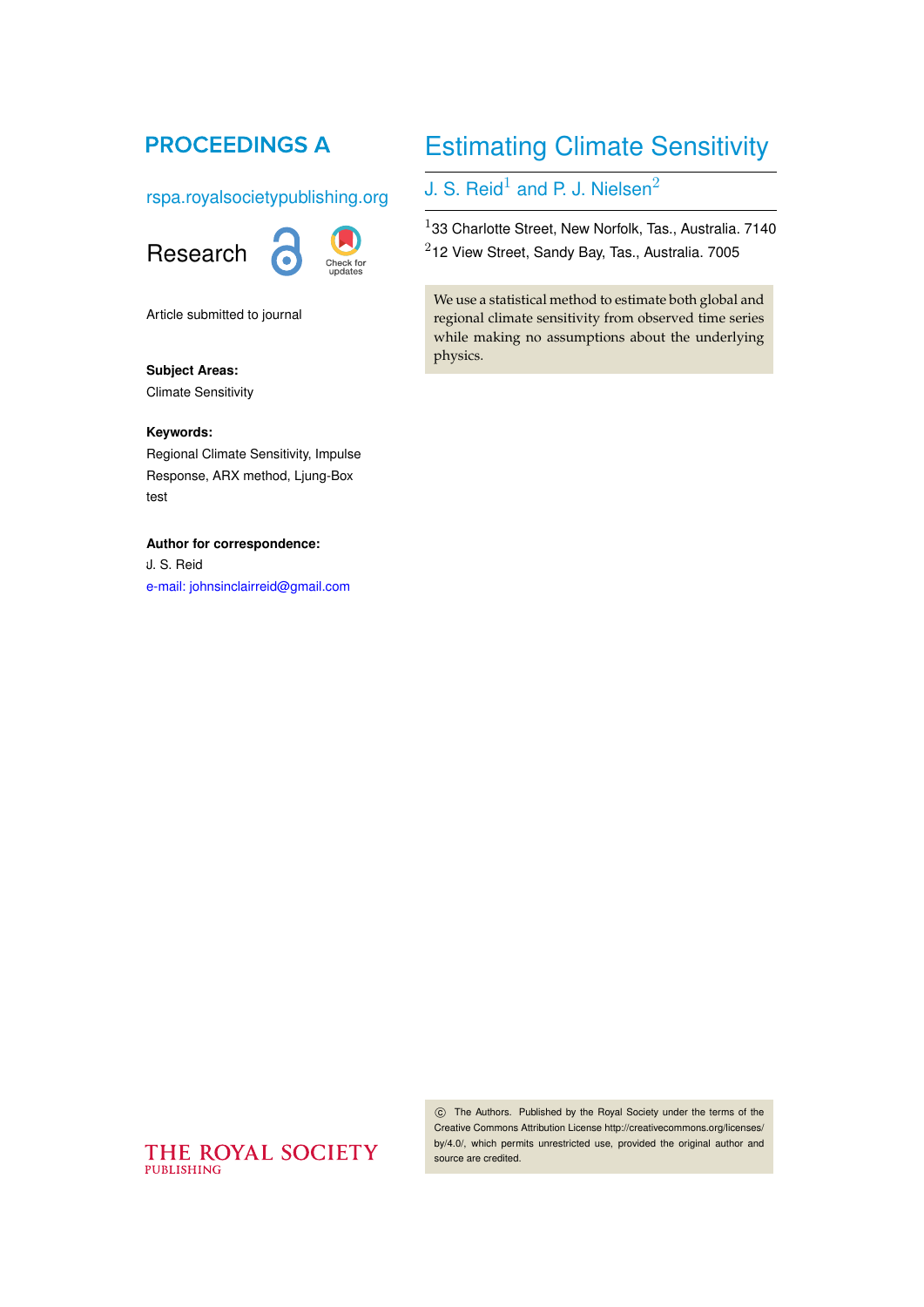PROCEEDINGS A

rspa.royalsocietypublishing.org

Research

Article submitted to journal

**Subject Areas:**

Climate Sensitivity

**Keywords:**

Regional Climate Sensitivity, Impulse Response, ARX method, Ljung-Box test

**Author for correspondence:**

J. S. Reid

e-mail: johnsinclairreid@gmail.com

# Estimating Climate Sensitivity

J. S. Reid[1] and P. J. Nielsen[2]

[1]33 Charlotte Street, New Norfolk, Tas., Australia. 7140

[2]12 View Street, Sandy Bay, Tas., Australia. 7005

We use a statistical method to estimate both global and regional climate sensitivity from observed time series while making no assumptions about the underlying physics.

© The Authors. Published by the Royal Society under the terms of the Creative Commons Attribution License http://creativecommons.org/licenses/by/4.0/, which permits unrestricted use, provided the original author and source are credited.

THE ROYAL SOCIETY PUBLISHING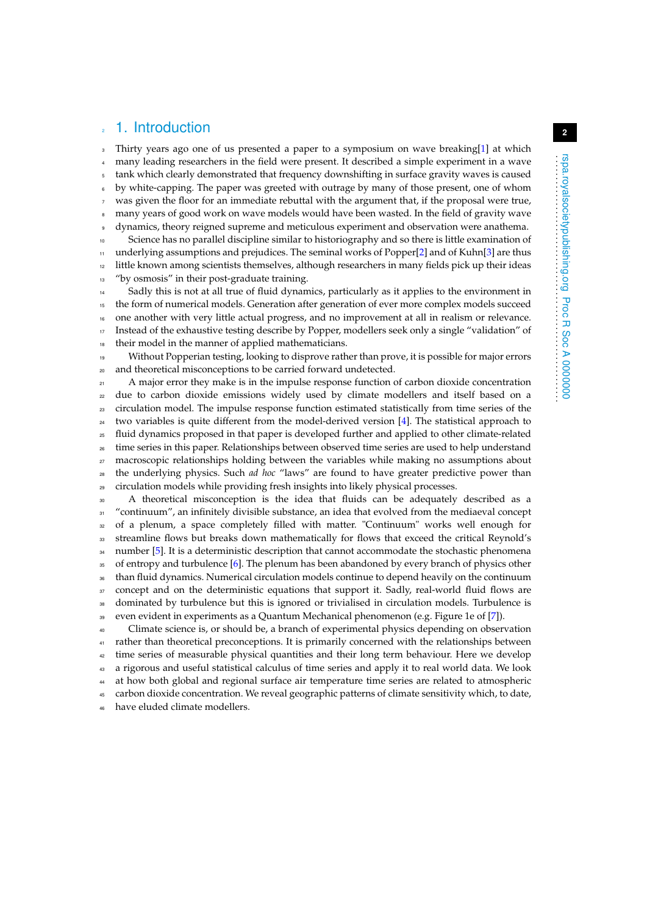## 1. Introduction

Thirty years ago one of us presented a paper to a symposium on wave breaking[1] at which many leading researchers in the field were present. It described a simple experiment in a wave tank which clearly demonstrated that frequency downshifting in surface gravity waves is caused by white-capping. The paper was greeted with outrage by many of those present, one of whom was given the floor for an immediate rebuttal with the argument that, if the proposal were true, many years of good work on wave models would have been wasted. In the field of gravity wave dynamics, theory reigned supreme and meticulous experiment and observation were anathema.

Science has no parallel discipline similar to historiography and so there is little examination of underlying assumptions and prejudices. The seminal works of Popper[2] and of Kuhn[3] are thus little known among scientists themselves, although researchers in many fields pick up their ideas "by osmosis" in their post-graduate training.

Sadly this is not at all true of fluid dynamics, particularly as it applies to the environment in the form of numerical models. Generation after generation of ever more complex models succeed one another with very little actual progress, and no improvement at all in realism or relevance. Instead of the exhaustive testing describe by Popper, modellers seek only a single "validation" of their model in the manner of applied mathematicians.

Without Popperian testing, looking to disprove rather than prove, it is possible for major errors and theoretical misconceptions to be carried forward undetected.

A major error they make is in the impulse response function of carbon dioxide concentration due to carbon dioxide emissions widely used by climate modellers and itself based on a circulation model. The impulse response function estimated statistically from time series of the two variables is quite different from the model-derived version [4]. The statistical approach to fluid dynamics proposed in that paper is developed further and applied to other climate-related time series in this paper. Relationships between observed time series are used to help understand macroscopic relationships holding between the variables while making no assumptions about the underlying physics. Such *ad hoc* "laws" are found to have greater predictive power than circulation models while providing fresh insights into likely physical processes.

A theoretical misconception is the idea that fluids can be adequately described as a "continuum", an infinitely divisible substance, an idea that evolved from the mediaeval concept of a plenum, a space completely filled with matter. "Continuum" works well enough for streamline flows but breaks down mathematically for flows that exceed the critical Reynold's number [5]. It is a deterministic description that cannot accommodate the stochastic phenomena of entropy and turbulence [6]. The plenum has been abandoned by every branch of physics other than fluid dynamics. Numerical circulation models continue to depend heavily on the continuum concept and on the deterministic equations that support it. Sadly, real-world fluid flows are dominated by turbulence but this is ignored or trivialised in circulation models. Turbulence is even evident in experiments as a Quantum Mechanical phenomenon (e.g. Figure 1e of [7]).

Climate science is, or should be, a branch of experimental physics depending on observation rather than theoretical preconceptions. It is primarily concerned with the relationships between time series of measurable physical quantities and their long term behaviour. Here we develop a rigorous and useful statistical calculus of time series and apply it to real world data. We look at how both global and regional surface air temperature time series are related to atmospheric carbon dioxide concentration. We reveal geographic patterns of climate sensitivity which, to date, have eluded climate modellers.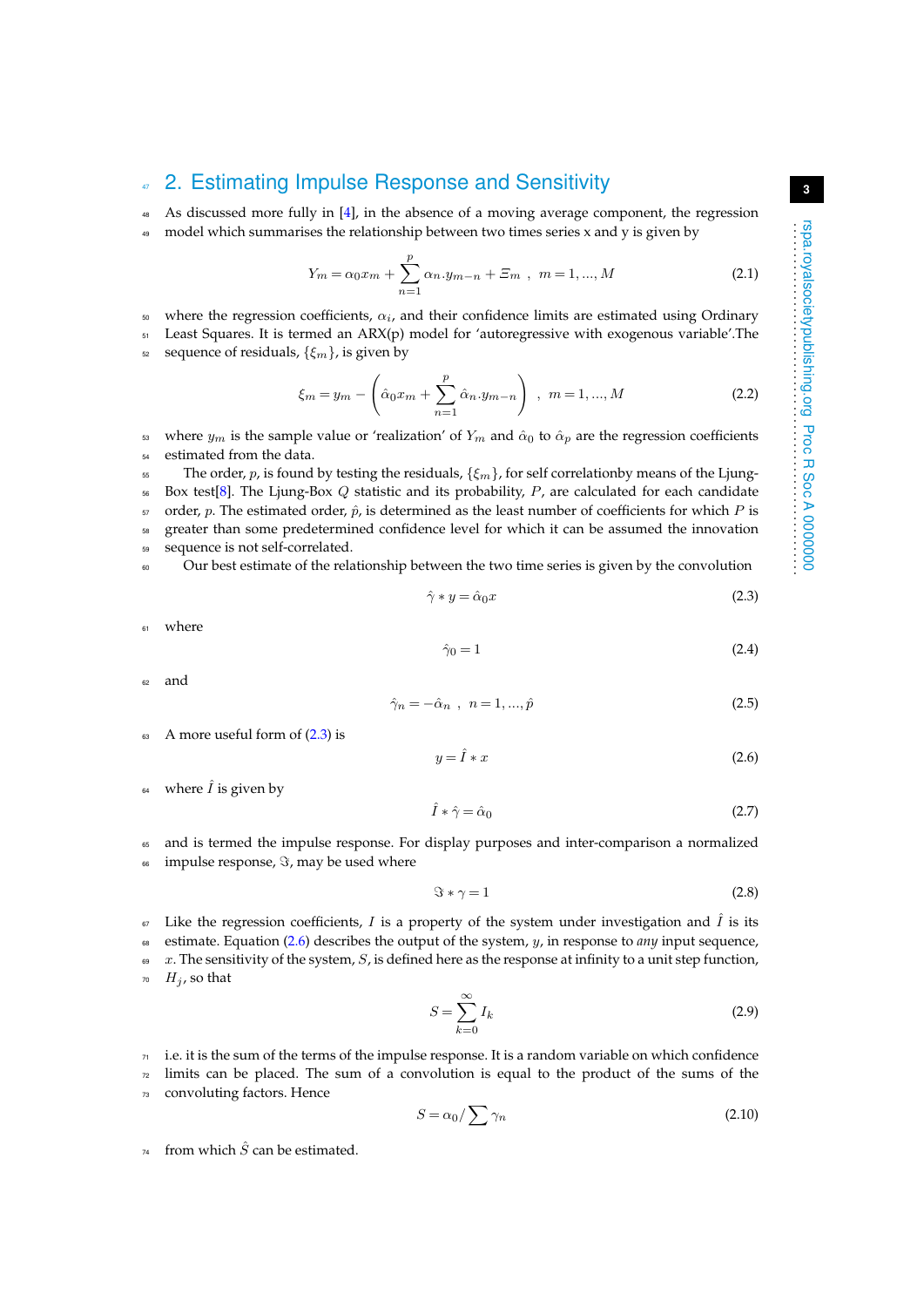## 2. Estimating Impulse Response and Sensitivity

As discussed more fully in [4], in the absence of a moving average component, the regression model which summarises the relationship between two times series x and y is given by

$$Y_m = \alpha_0 x_m + \sum_{n=1}^{p} \alpha_n . y_{m-n} + \Xi_m \ , \ \ m = 1, ..., M \tag{2.1}$$

where the regression coefficients, $\alpha_i$, and their confidence limits are estimated using Ordinary Least Squares. It is termed an ARX(p) model for 'autoregressive with exogenous variable'.The sequence of residuals, $\{\xi_m\}$, is given by

$$\xi_m = y_m - \left( \hat{\alpha}_0 x_m + \sum_{n=1}^{p} \hat{\alpha}_n . y_{m-n} \right) \ , \ \ m = 1, ..., M \tag{2.2}$$

where $y_m$ is the sample value or 'realization' of $Y_m$ and $\hat{\alpha}_0$ to $\hat{\alpha}_p$ are the regression coefficients estimated from the data.

The order, $p$, is found by testing the residuals, $\{\xi_m\}$, for self correlationby means of the Ljung-Box test[8]. The Ljung-Box $Q$ statistic and its probability, $P$, are calculated for each candidate order, $p$. The estimated order, $\hat{p}$, is determined as the least number of coefficients for which $P$ is greater than some predetermined confidence level for which it can be assumed the innovation sequence is not self-correlated.

Our best estimate of the relationship between the two time series is given by the convolution

$$\hat{\gamma} * y = \hat{\alpha}_0 x \tag{2.3}$$

where

$$\hat{\gamma}_0 = 1 \tag{2.4}$$

and

$$\hat{\gamma}_n = -\hat{\alpha}_n \ , \ \ n = 1, ..., \hat{p} \tag{2.5}$$

A more useful form of (2.3) is

$$y = \hat{I} * x \tag{2.6}$$

where $\hat{I}$ is given by

$$\hat{I} * \hat{\gamma} = \hat{\alpha}_0 \tag{2.7}$$

and is termed the impulse response. For display purposes and inter-comparison a normalized impulse response, $\Im$, may be used where

$$\Im * \gamma = 1 \tag{2.8}$$

Like the regression coefficients, $I$ is a property of the system under investigation and $\hat{I}$ is its estimate. Equation (2.6) describes the output of the system, $y$, in response to *any* input sequence, $x$. The sensitivity of the system, $S$, is defined here as the response at infinity to a unit step function, $H_j$, so that

$$S = \sum_{k=0}^{\infty} I_k \tag{2.9}$$

i.e. it is the sum of the terms of the impulse response. It is a random variable on which confidence limits can be placed. The sum of a convolution is equal to the product of the sums of the convoluting factors. Hence

$$S = \alpha_0 / \sum \gamma_n \tag{2.10}$$

from which $\hat{S}$ can be estimated.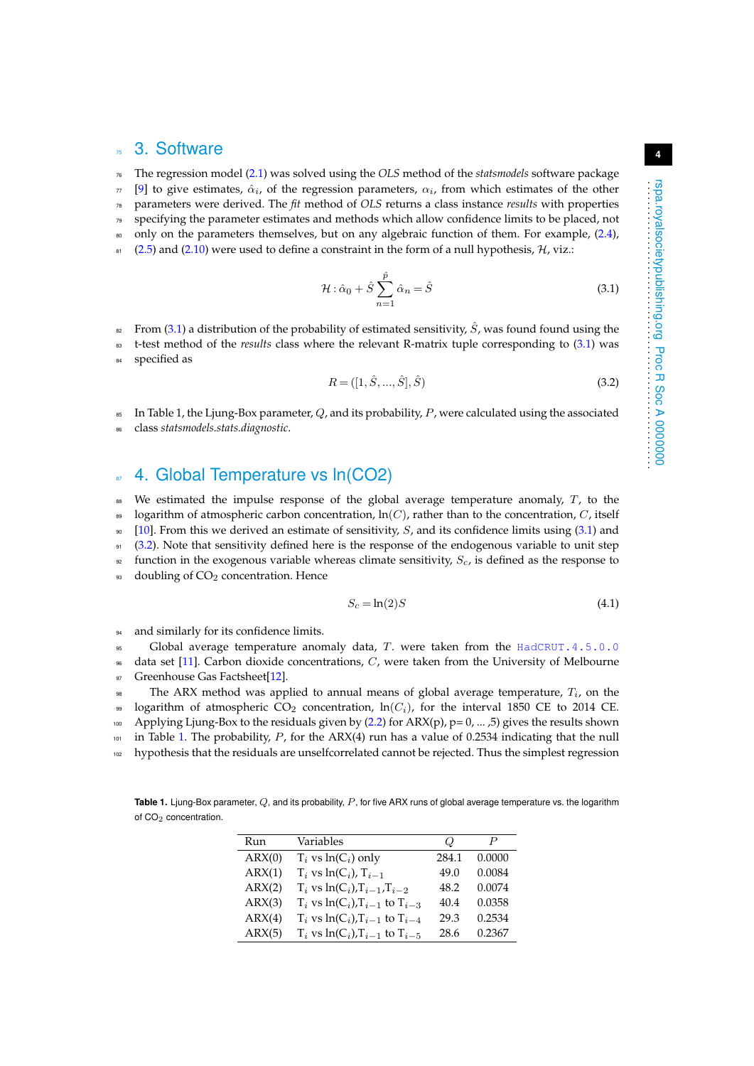# 3. Software

The regression model (2.1) was solved using the *OLS* method of the *statsmodels* software package [9] to give estimates, $\hat{\alpha}_i$, of the regression parameters, $\alpha_i$, from which estimates of the other parameters were derived. The *fit* method of *OLS* returns a class instance *results* with properties specifying the parameter estimates and methods which allow confidence limits to be placed, not only on the parameters themselves, but on any algebraic function of them. For example, (2.4), (2.5) and (2.10) were used to define a constraint in the form of a null hypothesis, $\mathcal{H}$, viz.:

$$\mathcal{H} : \hat{\alpha}_0 + \hat{S} \sum_{n=1}^{\hat{p}} \hat{\alpha}_n = \hat{S} \tag{3.1}$$

From (3.1) a distribution of the probability of estimated sensitivity, $\hat{S}$, was found found using the t-test method of the *results* class where the relevant R-matrix tuple corresponding to (3.1) was specified as

$$R = ([1, \hat{S}, ..., \hat{S}], \hat{S}) \tag{3.2}$$

In Table 1, the Ljung-Box parameter, $Q$, and its probability, $P$, were calculated using the associated class *statsmodels.stats.diagnostic*.

# 4. Global Temperature vs ln(CO2)

We estimated the impulse response of the global average temperature anomaly, $T$, to the logarithm of atmospheric carbon concentration, $\ln(C)$, rather than to the concentration, $C$, itself [10]. From this we derived an estimate of sensitivity, $S$, and its confidence limits using (3.1) and (3.2). Note that sensitivity defined here is the response of the endogenous variable to unit step function in the exogenous variable whereas climate sensitivity, $S_c$, is defined as the response to doubling of $CO_2$ concentration. Hence

$$S_c = \ln(2)S \tag{4.1}$$

and similarly for its confidence limits.

Global average temperature anomaly data, $T$. were taken from the `HadCRUT.4.5.0.0` data set [11]. Carbon dioxide concentrations, $C$, were taken from the University of Melbourne Greenhouse Gas Factsheet[12].

The ARX method was applied to annual means of global average temperature, $T_i$, on the logarithm of atmospheric $CO_2$ concentration, $\ln(C_i)$, for the interval 1850 CE to 2014 CE. Applying Ljung-Box to the residuals given by (2.2) for ARX(p), p= 0, ... ,5) gives the results shown in Table 1. The probability, $P$, for the ARX(4) run has a value of 0.2534 indicating that the null hypothesis that the residuals are unselfcorrelated cannot be rejected. Thus the simplest regression

**Table 1.** Ljung-Box parameter, $Q$, and its probability, $P$, for five ARX runs of global average temperature vs. the logarithm of $CO_2$ concentration.

| Run | Variables | $Q$ | $P$ |
|---|---|---|---|
| ARX(0) | $T_i$ vs $\ln(C_i)$ only | 284.1 | 0.0000 |
| ARX(1) | $T_i$ vs $\ln(C_i)$, $T_{i-1}$ | 49.0 | 0.0084 |
| ARX(2) | $T_i$ vs $\ln(C_i)$,$T_{i-1}$,$T_{i-2}$ | 48.2 | 0.0074 |
| ARX(3) | $T_i$ vs $\ln(C_i)$,$T_{i-1}$ to $T_{i-3}$ | 40.4 | 0.0358 |
| ARX(4) | $T_i$ vs $\ln(C_i)$,$T_{i-1}$ to $T_{i-4}$ | 29.3 | 0.2534 |
| ARX(5) | $T_i$ vs $\ln(C_i)$,$T_{i-1}$ to $T_{i-5}$ | 28.6 | 0.2367 |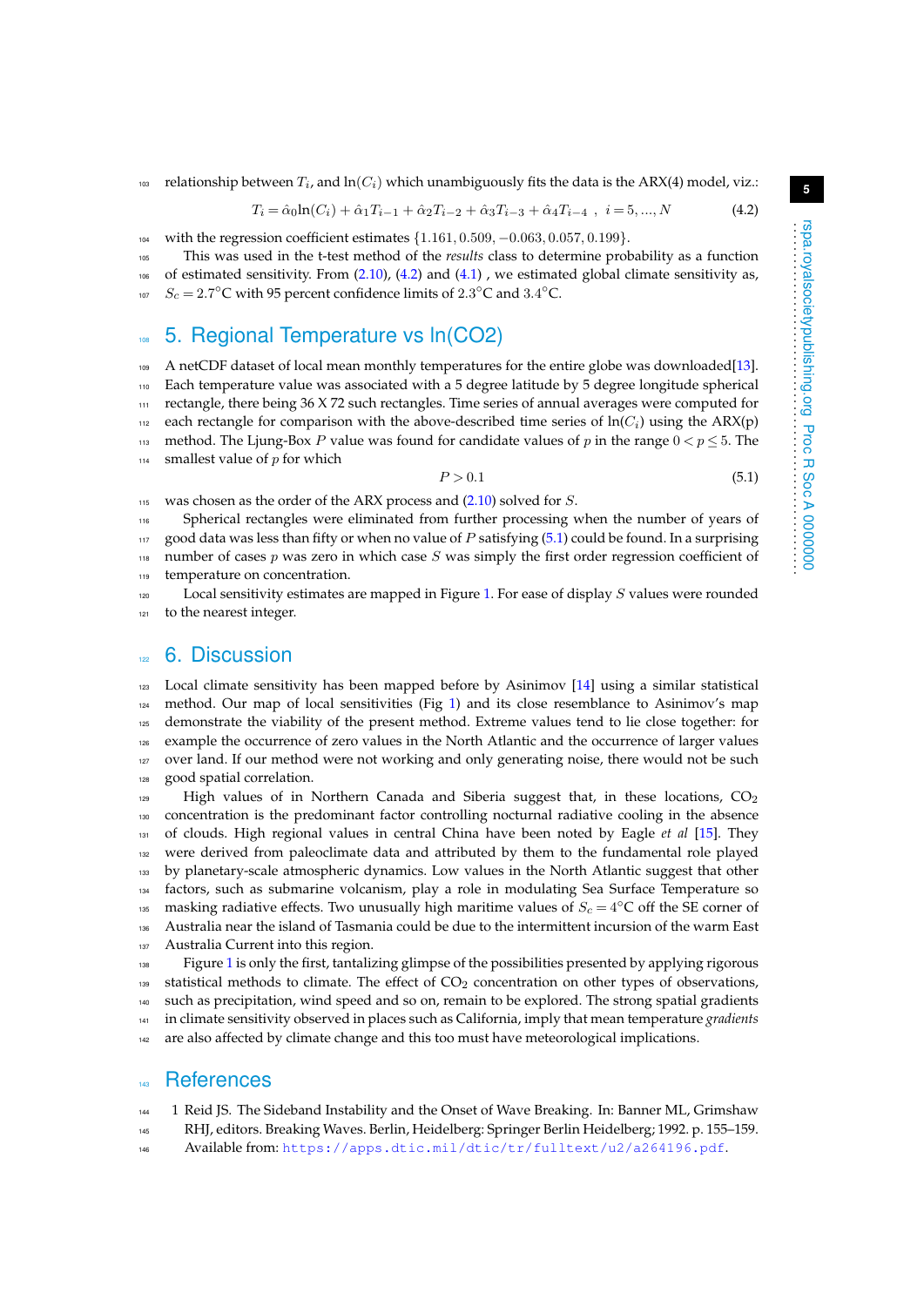relationship between $T_i$, and $\ln(C_i)$ which unambiguously fits the data is the ARX(4) model, viz.:

$$T_i = \hat{\alpha}_0 \ln(C_i) + \hat{\alpha}_1 T_{i-1} + \hat{\alpha}_2 T_{i-2} + \hat{\alpha}_3 T_{i-3} + \hat{\alpha}_4 T_{i-4} \ , \ \ i = 5, ..., N \tag{4.2}$$

with the regression coefficient estimates $\{1.161, 0.509, -0.063, 0.057, 0.199\}$.

This was used in the t-test method of the *results* class to determine probability as a function of estimated sensitivity. From (2.10), (4.2) and (4.1) , we estimated global climate sensitivity as, $S_c = 2.7°\text{C}$ with 95 percent confidence limits of $2.3°\text{C}$ and $3.4°\text{C}$.

## 5. Regional Temperature vs ln(CO2)

A netCDF dataset of local mean monthly temperatures for the entire globe was downloaded[13]. Each temperature value was associated with a 5 degree latitude by 5 degree longitude spherical rectangle, there being 36 X 72 such rectangles. Time series of annual averages were computed for each rectangle for comparison with the above-described time series of $\ln(C_i)$ using the ARX(p) method. The Ljung-Box $P$ value was found for candidate values of $p$ in the range $0 < p \leq 5$. The smallest value of $p$ for which

$$P > 0.1 \tag{5.1}$$

was chosen as the order of the ARX process and (2.10) solved for $S$.

Spherical rectangles were eliminated from further processing when the number of years of good data was less than fifty or when no value of $P$ satisfying (5.1) could be found. In a surprising number of cases $p$ was zero in which case $S$ was simply the first order regression coefficient of temperature on concentration.

Local sensitivity estimates are mapped in Figure 1. For ease of display $S$ values were rounded to the nearest integer.

## 6. Discussion

Local climate sensitivity has been mapped before by Asinimov [14] using a similar statistical method. Our map of local sensitivities (Fig 1) and its close resemblance to Asinimov's map demonstrate the viability of the present method. Extreme values tend to lie close together: for example the occurrence of zero values in the North Atlantic and the occurrence of larger values over land. If our method were not working and only generating noise, there would not be such good spatial correlation.

High values of in Northern Canada and Siberia suggest that, in these locations, $CO_2$ concentration is the predominant factor controlling nocturnal radiative cooling in the absence of clouds. High regional values in central China have been noted by Eagle *et al* [15]. They were derived from paleoclimate data and attributed by them to the fundamental role played by planetary-scale atmospheric dynamics. Low values in the North Atlantic suggest that other factors, such as submarine volcanism, play a role in modulating Sea Surface Temperature so masking radiative effects. Two unusually high maritime values of $S_c = 4°\text{C}$ off the SE corner of Australia near the island of Tasmania could be due to the intermittent incursion of the warm East Australia Current into this region.

Figure 1 is only the first, tantalizing glimpse of the possibilities presented by applying rigorous statistical methods to climate. The effect of $CO_2$ concentration on other types of observations, such as precipitation, wind speed and so on, remain to be explored. The strong spatial gradients in climate sensitivity observed in places such as California, imply that mean temperature *gradients* are also affected by climate change and this too must have meteorological implications.

## References

1 Reid JS. The Sideband Instability and the Onset of Wave Breaking. In: Banner ML, Grimshaw RHJ, editors. Breaking Waves. Berlin, Heidelberg: Springer Berlin Heidelberg; 1992. p. 155–159. Available from: https://apps.dtic.mil/dtic/tr/fulltext/u2/a264196.pdf.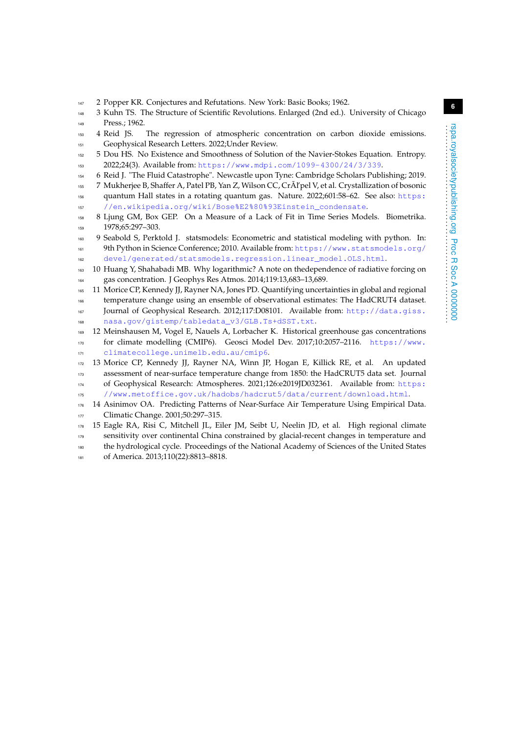2. Popper KR. Conjectures and Refutations. New York: Basic Books; 1962.
3. Kuhn TS. The Structure of Scientific Revolutions. Enlarged (2nd ed.). University of Chicago Press.; 1962.
4. Reid JS. The regression of atmospheric concentration on carbon dioxide emissions. Geophysical Research Letters. 2022;Under Review.
5. Dou HS. No Existence and Smoothness of Solution of the Navier-Stokes Equation. Entropy. 2022;24(3). Available from: https://www.mdpi.com/1099-4300/24/3/339.
6. Reid J. "The Fluid Catastrophe". Newcastle upon Tyne: Cambridge Scholars Publishing; 2019.
7. Mukherjee B, Shaffer A, Patel PB, Yan Z, Wilson CC, CrÃľpel V, et al. Crystallization of bosonic quantum Hall states in a rotating quantum gas. Nature. 2022;601:58–62. See also: https://en.wikipedia.org/wiki/Bose%E2%80%93Einstein_condensate.
8. Ljung GM, Box GEP. On a Measure of a Lack of Fit in Time Series Models. Biometrika. 1978;65:297–303.
9. Seabold S, Perktold J. statsmodels: Econometric and statistical modeling with python. In: 9th Python in Science Conference; 2010. Available from: https://www.statsmodels.org/devel/generated/statsmodels.regression.linear_model.OLS.html.
10. Huang Y, Shahabadi MB. Why logarithmic? A note on thedependence of radiative forcing on gas concentration. J Geophys Res Atmos. 2014;119:13,683–13,689.
11. Morice CP, Kennedy JJ, Rayner NA, Jones PD. Quantifying uncertainties in global and regional temperature change using an ensemble of observational estimates: The HadCRUT4 dataset. Journal of Geophysical Research. 2012;117:D08101. Available from: http://data.giss.nasa.gov/gistemp/tabledata_v3/GLB.Ts+dSST.txt.
12. Meinshausen M, Vogel E, Nauels A, Lorbacher K. Historical greenhouse gas concentrations for climate modelling (CMIP6). Geosci Model Dev. 2017;10:2057–2116. https://www.climatecollege.unimelb.edu.au/cmip6.
13. Morice CP, Kennedy JJ, Rayner NA, Winn JP, Hogan E, Killick RE, et al. An updated assessment of near-surface temperature change from 1850: the HadCRUT5 data set. Journal of Geophysical Research: Atmospheres. 2021;126:e2019JD032361. Available from: https://www.metoffice.gov.uk/hadobs/hadcrut5/data/current/download.html.
14. Asinimov OA. Predicting Patterns of Near-Surface Air Temperature Using Empirical Data. Climatic Change. 2001;50:297–315.
15. Eagle RA, Risi C, Mitchell JL, Eiler JM, Seibt U, Neelin JD, et al. High regional climate sensitivity over continental China constrained by glacial-recent changes in temperature and the hydrological cycle. Proceedings of the National Academy of Sciences of the United States of America. 2013;110(22):8813–8818.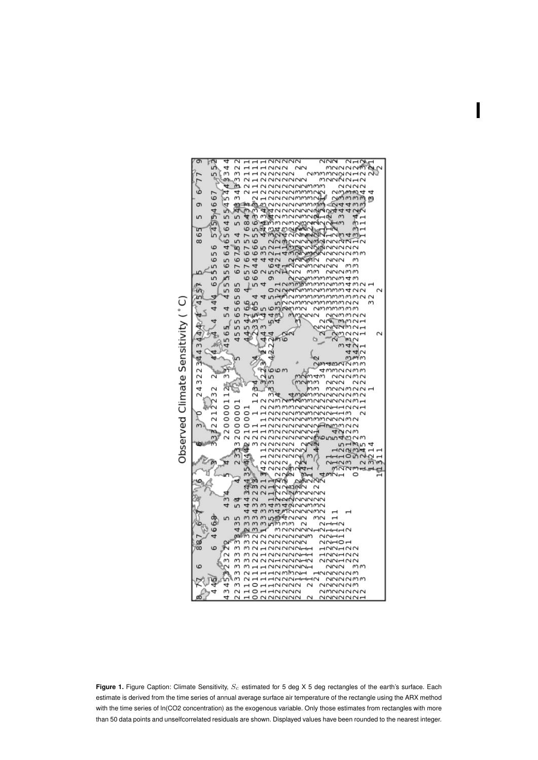Observed Climate Sensitivity (°C)

**Figure 1.** Figure Caption: Climate Sensitivity, $S_c$ estimated for 5 deg X 5 deg rectangles of the earth's surface. Each estimate is derived from the time series of annual average surface air temperature of the rectangle using the ARX method with the time series of ln(CO2 concentration) as the exogenous variable. Only those estimates from rectangles with more than 50 data points and unselfcorrelated residuals are shown. Displayed values have been rounded to the nearest integer.